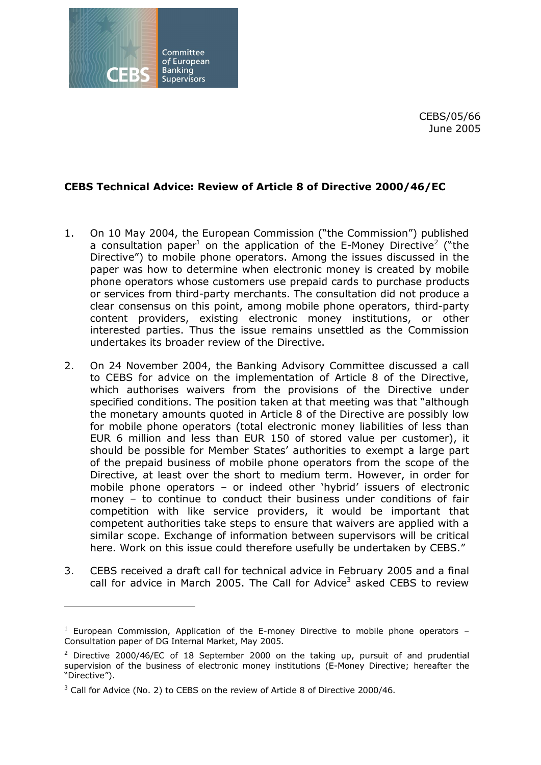CEBS/05/66
June 2005

**CEBS Technical Advice: Review of Article 8 of Directive 2000/46/EC**

1. On 10 May 2004, the European Commission ("the Commission") published a consultation paper[1] on the application of the E-Money Directive[2] ("the Directive") to mobile phone operators. Among the issues discussed in the paper was how to determine when electronic money is created by mobile phone operators whose customers use prepaid cards to purchase products or services from third-party merchants. The consultation did not produce a clear consensus on this point, among mobile phone operators, third-party content providers, existing electronic money institutions, or other interested parties. Thus the issue remains unsettled as the Commission undertakes its broader review of the Directive.

2. On 24 November 2004, the Banking Advisory Committee discussed a call to CEBS for advice on the implementation of Article 8 of the Directive, which authorises waivers from the provisions of the Directive under specified conditions. The position taken at that meeting was that "although the monetary amounts quoted in Article 8 of the Directive are possibly low for mobile phone operators (total electronic money liabilities of less than EUR 6 million and less than EUR 150 of stored value per customer), it should be possible for Member States' authorities to exempt a large part of the prepaid business of mobile phone operators from the scope of the Directive, at least over the short to medium term. However, in order for mobile phone operators – or indeed other 'hybrid' issuers of electronic money – to continue to conduct their business under conditions of fair competition with like service providers, it would be important that competent authorities take steps to ensure that waivers are applied with a similar scope. Exchange of information between supervisors will be critical here. Work on this issue could therefore usefully be undertaken by CEBS."

3. CEBS received a draft call for technical advice in February 2005 and a final call for advice in March 2005. The Call for Advice[3] asked CEBS to review

---

[1] European Commission, Application of the E-money Directive to mobile phone operators – Consultation paper of DG Internal Market, May 2005.

[2] Directive 2000/46/EC of 18 September 2000 on the taking up, pursuit of and prudential supervision of the business of electronic money institutions (E-Money Directive; hereafter the "Directive").

[3] Call for Advice (No. 2) to CEBS on the review of Article 8 of Directive 2000/46.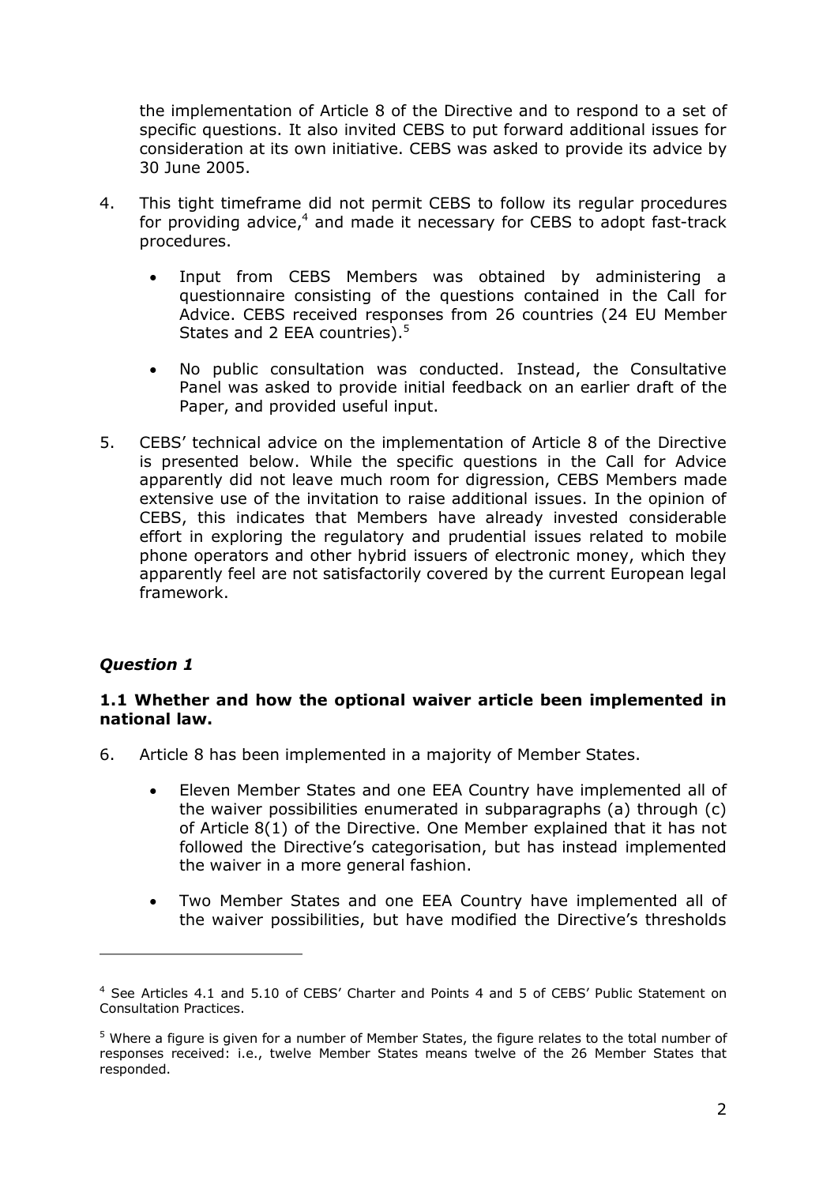the implementation of Article 8 of the Directive and to respond to a set of specific questions. It also invited CEBS to put forward additional issues for consideration at its own initiative. CEBS was asked to provide its advice by 30 June 2005.

4. This tight timeframe did not permit CEBS to follow its regular procedures for providing advice,[4] and made it necessary for CEBS to adopt fast-track procedures.

   - Input from CEBS Members was obtained by administering a questionnaire consisting of the questions contained in the Call for Advice. CEBS received responses from 26 countries (24 EU Member States and 2 EEA countries).[5]

   - No public consultation was conducted. Instead, the Consultative Panel was asked to provide initial feedback on an earlier draft of the Paper, and provided useful input.

5. CEBS' technical advice on the implementation of Article 8 of the Directive is presented below. While the specific questions in the Call for Advice apparently did not leave much room for digression, CEBS Members made extensive use of the invitation to raise additional issues. In the opinion of CEBS, this indicates that Members have already invested considerable effort in exploring the regulatory and prudential issues related to mobile phone operators and other hybrid issuers of electronic money, which they apparently feel are not satisfactorily covered by the current European legal framework.

## *Question 1*

### 1.1 Whether and how the optional waiver article been implemented in national law.

6. Article 8 has been implemented in a majority of Member States.

   - Eleven Member States and one EEA Country have implemented all of the waiver possibilities enumerated in subparagraphs (a) through (c) of Article 8(1) of the Directive. One Member explained that it has not followed the Directive's categorisation, but has instead implemented the waiver in a more general fashion.

   - Two Member States and one EEA Country have implemented all of the waiver possibilities, but have modified the Directive's thresholds

---

[4] See Articles 4.1 and 5.10 of CEBS' Charter and Points 4 and 5 of CEBS' Public Statement on Consultation Practices.

[5] Where a figure is given for a number of Member States, the figure relates to the total number of responses received: i.e., twelve Member States means twelve of the 26 Member States that responded.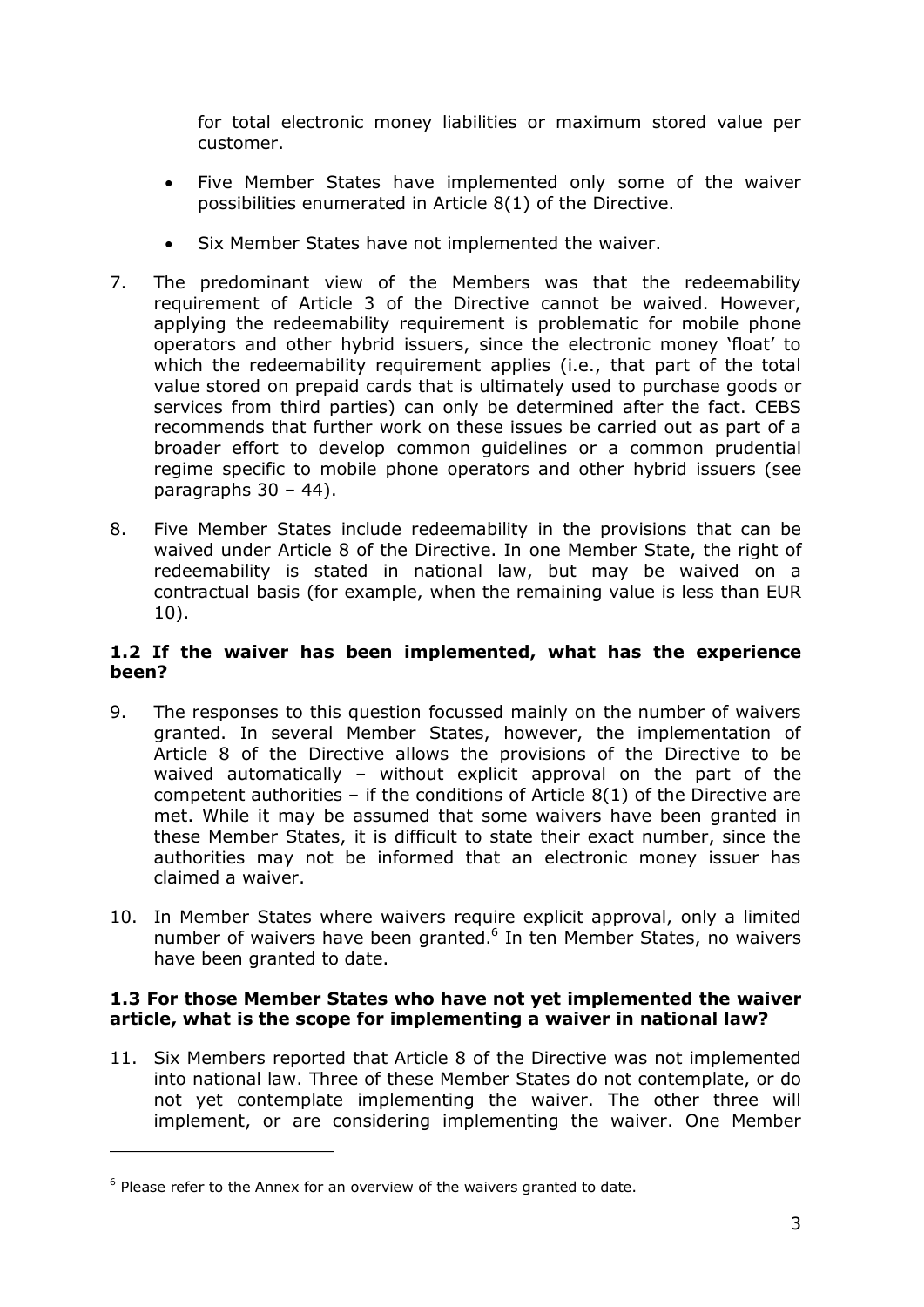for total electronic money liabilities or maximum stored value per customer.

- Five Member States have implemented only some of the waiver possibilities enumerated in Article 8(1) of the Directive.
- Six Member States have not implemented the waiver.

7. The predominant view of the Members was that the redeemability requirement of Article 3 of the Directive cannot be waived. However, applying the redeemability requirement is problematic for mobile phone operators and other hybrid issuers, since the electronic money 'float' to which the redeemability requirement applies (i.e., that part of the total value stored on prepaid cards that is ultimately used to purchase goods or services from third parties) can only be determined after the fact. CEBS recommends that further work on these issues be carried out as part of a broader effort to develop common guidelines or a common prudential regime specific to mobile phone operators and other hybrid issuers (see paragraphs 30 – 44).

8. Five Member States include redeemability in the provisions that can be waived under Article 8 of the Directive. In one Member State, the right of redeemability is stated in national law, but may be waived on a contractual basis (for example, when the remaining value is less than EUR 10).

### 1.2 If the waiver has been implemented, what has the experience been?

9. The responses to this question focussed mainly on the number of waivers granted. In several Member States, however, the implementation of Article 8 of the Directive allows the provisions of the Directive to be waived automatically – without explicit approval on the part of the competent authorities – if the conditions of Article 8(1) of the Directive are met. While it may be assumed that some waivers have been granted in these Member States, it is difficult to state their exact number, since the authorities may not be informed that an electronic money issuer has claimed a waiver.

10. In Member States where waivers require explicit approval, only a limited number of waivers have been granted.[6] In ten Member States, no waivers have been granted to date.

### 1.3 For those Member States who have not yet implemented the waiver article, what is the scope for implementing a waiver in national law?

11. Six Members reported that Article 8 of the Directive was not implemented into national law. Three of these Member States do not contemplate, or do not yet contemplate implementing the waiver. The other three will implement, or are considering implementing the waiver. One Member

---

[6] Please refer to the Annex for an overview of the waivers granted to date.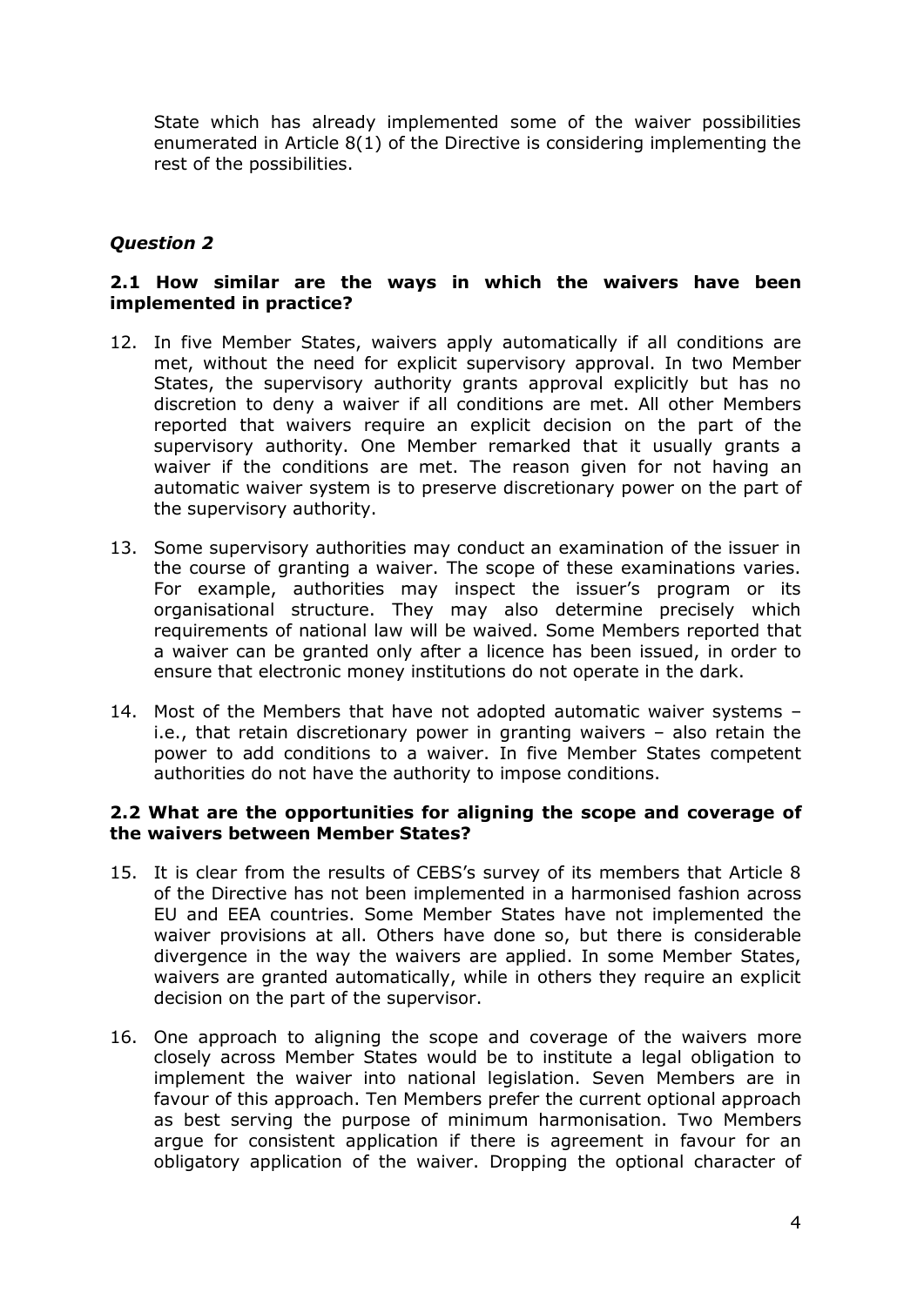State which has already implemented some of the waiver possibilities enumerated in Article 8(1) of the Directive is considering implementing the rest of the possibilities.

### *Question 2*

**2.1 How similar are the ways in which the waivers have been implemented in practice?**

12. In five Member States, waivers apply automatically if all conditions are met, without the need for explicit supervisory approval. In two Member States, the supervisory authority grants approval explicitly but has no discretion to deny a waiver if all conditions are met. All other Members reported that waivers require an explicit decision on the part of the supervisory authority. One Member remarked that it usually grants a waiver if the conditions are met. The reason given for not having an automatic waiver system is to preserve discretionary power on the part of the supervisory authority.

13. Some supervisory authorities may conduct an examination of the issuer in the course of granting a waiver. The scope of these examinations varies. For example, authorities may inspect the issuer's program or its organisational structure. They may also determine precisely which requirements of national law will be waived. Some Members reported that a waiver can be granted only after a licence has been issued, in order to ensure that electronic money institutions do not operate in the dark.

14. Most of the Members that have not adopted automatic waiver systems – i.e., that retain discretionary power in granting waivers – also retain the power to add conditions to a waiver. In five Member States competent authorities do not have the authority to impose conditions.

**2.2 What are the opportunities for aligning the scope and coverage of the waivers between Member States?**

15. It is clear from the results of CEBS's survey of its members that Article 8 of the Directive has not been implemented in a harmonised fashion across EU and EEA countries. Some Member States have not implemented the waiver provisions at all. Others have done so, but there is considerable divergence in the way the waivers are applied. In some Member States, waivers are granted automatically, while in others they require an explicit decision on the part of the supervisor.

16. One approach to aligning the scope and coverage of the waivers more closely across Member States would be to institute a legal obligation to implement the waiver into national legislation. Seven Members are in favour of this approach. Ten Members prefer the current optional approach as best serving the purpose of minimum harmonisation. Two Members argue for consistent application if there is agreement in favour for an obligatory application of the waiver. Dropping the optional character of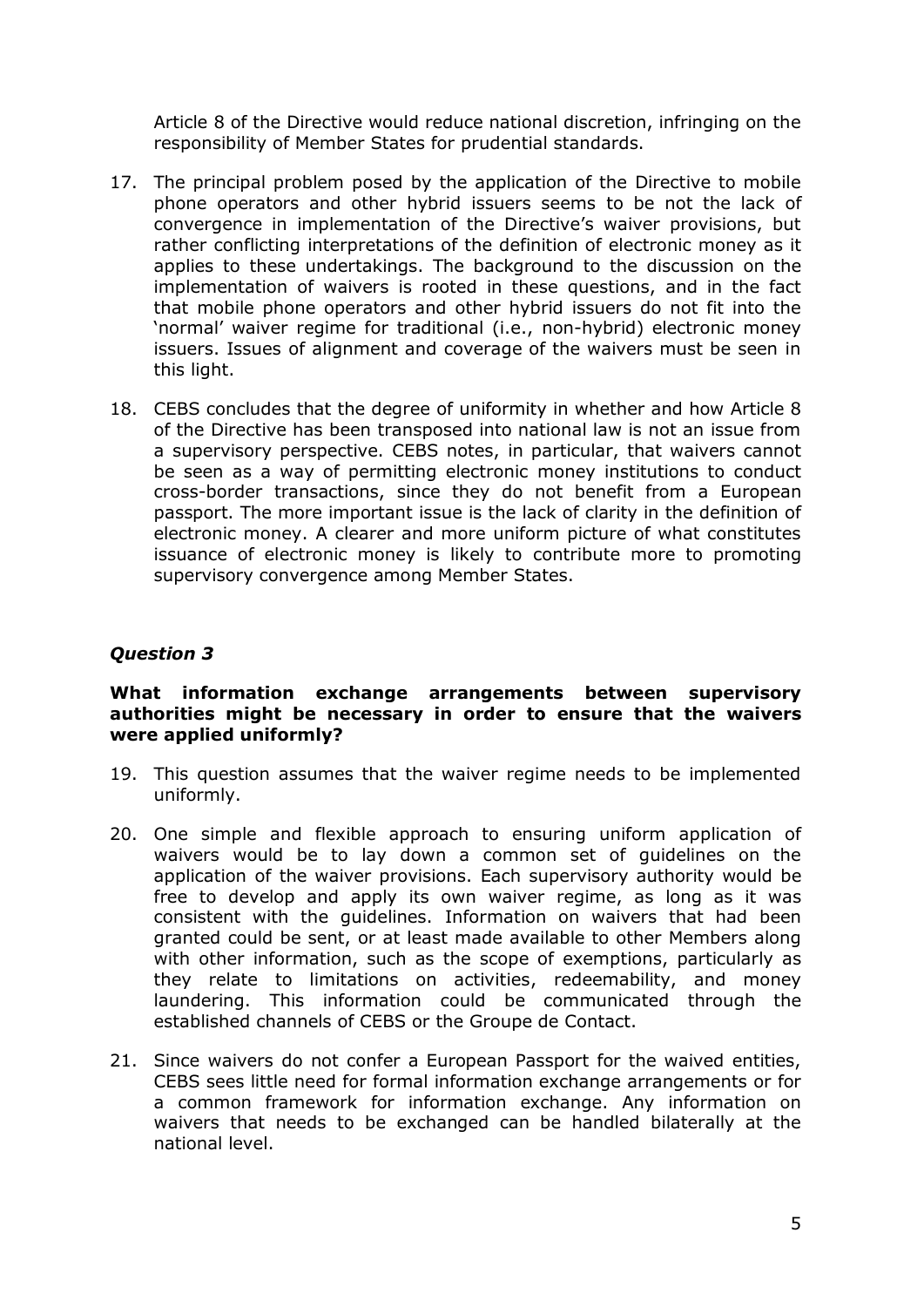Article 8 of the Directive would reduce national discretion, infringing on the responsibility of Member States for prudential standards.

17. The principal problem posed by the application of the Directive to mobile phone operators and other hybrid issuers seems to be not the lack of convergence in implementation of the Directive's waiver provisions, but rather conflicting interpretations of the definition of electronic money as it applies to these undertakings. The background to the discussion on the implementation of waivers is rooted in these questions, and in the fact that mobile phone operators and other hybrid issuers do not fit into the 'normal' waiver regime for traditional (i.e., non-hybrid) electronic money issuers. Issues of alignment and coverage of the waivers must be seen in this light.

18. CEBS concludes that the degree of uniformity in whether and how Article 8 of the Directive has been transposed into national law is not an issue from a supervisory perspective. CEBS notes, in particular, that waivers cannot be seen as a way of permitting electronic money institutions to conduct cross-border transactions, since they do not benefit from a European passport. The more important issue is the lack of clarity in the definition of electronic money. A clearer and more uniform picture of what constitutes issuance of electronic money is likely to contribute more to promoting supervisory convergence among Member States.

### *Question 3*

**What information exchange arrangements between supervisory authorities might be necessary in order to ensure that the waivers were applied uniformly?**

19. This question assumes that the waiver regime needs to be implemented uniformly.

20. One simple and flexible approach to ensuring uniform application of waivers would be to lay down a common set of guidelines on the application of the waiver provisions. Each supervisory authority would be free to develop and apply its own waiver regime, as long as it was consistent with the guidelines. Information on waivers that had been granted could be sent, or at least made available to other Members along with other information, such as the scope of exemptions, particularly as they relate to limitations on activities, redeemability, and money laundering. This information could be communicated through the established channels of CEBS or the Groupe de Contact.

21. Since waivers do not confer a European Passport for the waived entities, CEBS sees little need for formal information exchange arrangements or for a common framework for information exchange. Any information on waivers that needs to be exchanged can be handled bilaterally at the national level.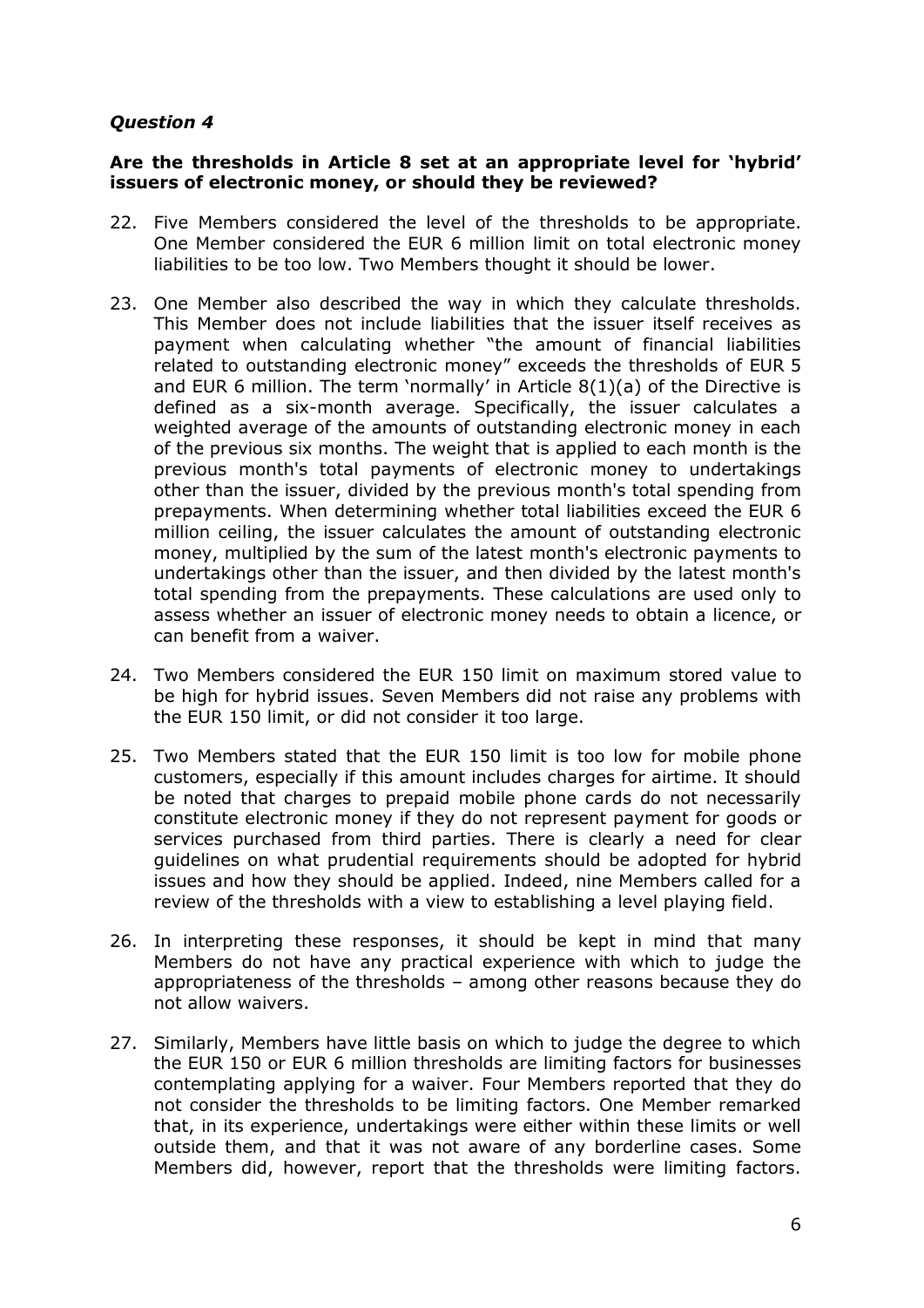*Question 4*

**Are the thresholds in Article 8 set at an appropriate level for 'hybrid' issuers of electronic money, or should they be reviewed?**

22. Five Members considered the level of the thresholds to be appropriate. One Member considered the EUR 6 million limit on total electronic money liabilities to be too low. Two Members thought it should be lower.

23. One Member also described the way in which they calculate thresholds. This Member does not include liabilities that the issuer itself receives as payment when calculating whether "the amount of financial liabilities related to outstanding electronic money" exceeds the thresholds of EUR 5 and EUR 6 million. The term 'normally' in Article 8(1)(a) of the Directive is defined as a six-month average. Specifically, the issuer calculates a weighted average of the amounts of outstanding electronic money in each of the previous six months. The weight that is applied to each month is the previous month's total payments of electronic money to undertakings other than the issuer, divided by the previous month's total spending from prepayments. When determining whether total liabilities exceed the EUR 6 million ceiling, the issuer calculates the amount of outstanding electronic money, multiplied by the sum of the latest month's electronic payments to undertakings other than the issuer, and then divided by the latest month's total spending from the prepayments. These calculations are used only to assess whether an issuer of electronic money needs to obtain a licence, or can benefit from a waiver.

24. Two Members considered the EUR 150 limit on maximum stored value to be high for hybrid issues. Seven Members did not raise any problems with the EUR 150 limit, or did not consider it too large.

25. Two Members stated that the EUR 150 limit is too low for mobile phone customers, especially if this amount includes charges for airtime. It should be noted that charges to prepaid mobile phone cards do not necessarily constitute electronic money if they do not represent payment for goods or services purchased from third parties. There is clearly a need for clear guidelines on what prudential requirements should be adopted for hybrid issues and how they should be applied. Indeed, nine Members called for a review of the thresholds with a view to establishing a level playing field.

26. In interpreting these responses, it should be kept in mind that many Members do not have any practical experience with which to judge the appropriateness of the thresholds – among other reasons because they do not allow waivers.

27. Similarly, Members have little basis on which to judge the degree to which the EUR 150 or EUR 6 million thresholds are limiting factors for businesses contemplating applying for a waiver. Four Members reported that they do not consider the thresholds to be limiting factors. One Member remarked that, in its experience, undertakings were either within these limits or well outside them, and that it was not aware of any borderline cases. Some Members did, however, report that the thresholds were limiting factors.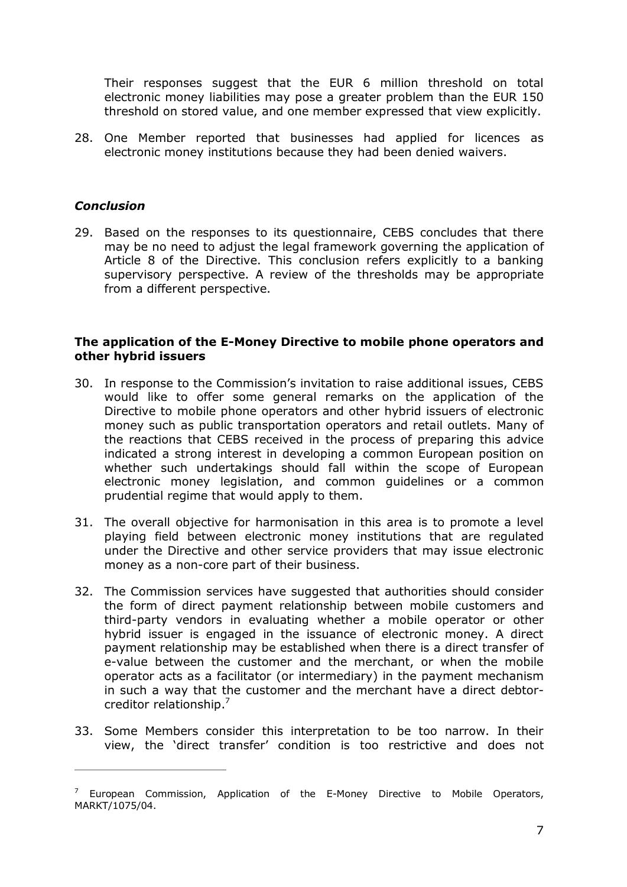Their responses suggest that the EUR 6 million threshold on total electronic money liabilities may pose a greater problem than the EUR 150 threshold on stored value, and one member expressed that view explicitly.

28. One Member reported that businesses had applied for licences as electronic money institutions because they had been denied waivers.

### *Conclusion*

29. Based on the responses to its questionnaire, CEBS concludes that there may be no need to adjust the legal framework governing the application of Article 8 of the Directive. This conclusion refers explicitly to a banking supervisory perspective. A review of the thresholds may be appropriate from a different perspective.

### **The application of the E-Money Directive to mobile phone operators and other hybrid issuers**

30. In response to the Commission's invitation to raise additional issues, CEBS would like to offer some general remarks on the application of the Directive to mobile phone operators and other hybrid issuers of electronic money such as public transportation operators and retail outlets. Many of the reactions that CEBS received in the process of preparing this advice indicated a strong interest in developing a common European position on whether such undertakings should fall within the scope of European electronic money legislation, and common guidelines or a common prudential regime that would apply to them.

31. The overall objective for harmonisation in this area is to promote a level playing field between electronic money institutions that are regulated under the Directive and other service providers that may issue electronic money as a non-core part of their business.

32. The Commission services have suggested that authorities should consider the form of direct payment relationship between mobile customers and third-party vendors in evaluating whether a mobile operator or other hybrid issuer is engaged in the issuance of electronic money. A direct payment relationship may be established when there is a direct transfer of e-value between the customer and the merchant, or when the mobile operator acts as a facilitator (or intermediary) in the payment mechanism in such a way that the customer and the merchant have a direct debtor-creditor relationship.[7]

33. Some Members consider this interpretation to be too narrow. In their view, the 'direct transfer' condition is too restrictive and does not

[7] European Commission, Application of the E-Money Directive to Mobile Operators, MARKT/1075/04.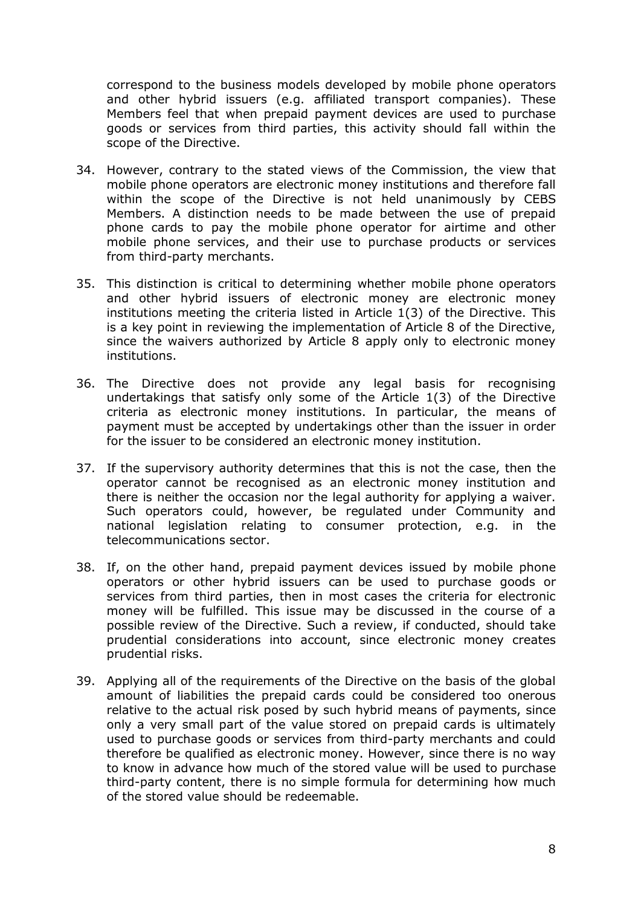correspond to the business models developed by mobile phone operators and other hybrid issuers (e.g. affiliated transport companies). These Members feel that when prepaid payment devices are used to purchase goods or services from third parties, this activity should fall within the scope of the Directive.

34. However, contrary to the stated views of the Commission, the view that mobile phone operators are electronic money institutions and therefore fall within the scope of the Directive is not held unanimously by CEBS Members. A distinction needs to be made between the use of prepaid phone cards to pay the mobile phone operator for airtime and other mobile phone services, and their use to purchase products or services from third-party merchants.

35. This distinction is critical to determining whether mobile phone operators and other hybrid issuers of electronic money are electronic money institutions meeting the criteria listed in Article 1(3) of the Directive. This is a key point in reviewing the implementation of Article 8 of the Directive, since the waivers authorized by Article 8 apply only to electronic money institutions.

36. The Directive does not provide any legal basis for recognising undertakings that satisfy only some of the Article 1(3) of the Directive criteria as electronic money institutions. In particular, the means of payment must be accepted by undertakings other than the issuer in order for the issuer to be considered an electronic money institution.

37. If the supervisory authority determines that this is not the case, then the operator cannot be recognised as an electronic money institution and there is neither the occasion nor the legal authority for applying a waiver. Such operators could, however, be regulated under Community and national legislation relating to consumer protection, e.g. in the telecommunications sector.

38. If, on the other hand, prepaid payment devices issued by mobile phone operators or other hybrid issuers can be used to purchase goods or services from third parties, then in most cases the criteria for electronic money will be fulfilled. This issue may be discussed in the course of a possible review of the Directive. Such a review, if conducted, should take prudential considerations into account, since electronic money creates prudential risks.

39. Applying all of the requirements of the Directive on the basis of the global amount of liabilities the prepaid cards could be considered too onerous relative to the actual risk posed by such hybrid means of payments, since only a very small part of the value stored on prepaid cards is ultimately used to purchase goods or services from third-party merchants and could therefore be qualified as electronic money. However, since there is no way to know in advance how much of the stored value will be used to purchase third-party content, there is no simple formula for determining how much of the stored value should be redeemable.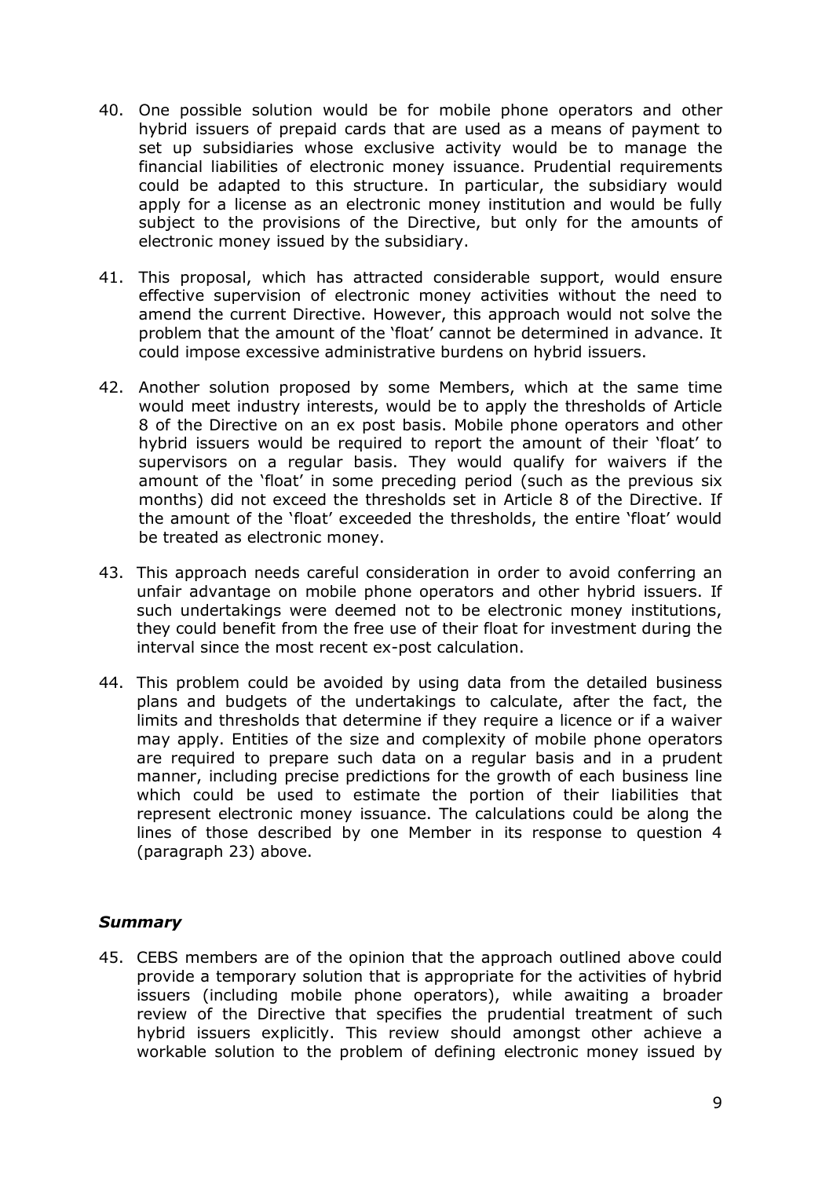40. One possible solution would be for mobile phone operators and other hybrid issuers of prepaid cards that are used as a means of payment to set up subsidiaries whose exclusive activity would be to manage the financial liabilities of electronic money issuance. Prudential requirements could be adapted to this structure. In particular, the subsidiary would apply for a license as an electronic money institution and would be fully subject to the provisions of the Directive, but only for the amounts of electronic money issued by the subsidiary.

41. This proposal, which has attracted considerable support, would ensure effective supervision of electronic money activities without the need to amend the current Directive. However, this approach would not solve the problem that the amount of the 'float' cannot be determined in advance. It could impose excessive administrative burdens on hybrid issuers.

42. Another solution proposed by some Members, which at the same time would meet industry interests, would be to apply the thresholds of Article 8 of the Directive on an ex post basis. Mobile phone operators and other hybrid issuers would be required to report the amount of their 'float' to supervisors on a regular basis. They would qualify for waivers if the amount of the 'float' in some preceding period (such as the previous six months) did not exceed the thresholds set in Article 8 of the Directive. If the amount of the 'float' exceeded the thresholds, the entire 'float' would be treated as electronic money.

43. This approach needs careful consideration in order to avoid conferring an unfair advantage on mobile phone operators and other hybrid issuers. If such undertakings were deemed not to be electronic money institutions, they could benefit from the free use of their float for investment during the interval since the most recent ex-post calculation.

44. This problem could be avoided by using data from the detailed business plans and budgets of the undertakings to calculate, after the fact, the limits and thresholds that determine if they require a licence or if a waiver may apply. Entities of the size and complexity of mobile phone operators are required to prepare such data on a regular basis and in a prudent manner, including precise predictions for the growth of each business line which could be used to estimate the portion of their liabilities that represent electronic money issuance. The calculations could be along the lines of those described by one Member in its response to question 4 (paragraph 23) above.

### *Summary*

45. CEBS members are of the opinion that the approach outlined above could provide a temporary solution that is appropriate for the activities of hybrid issuers (including mobile phone operators), while awaiting a broader review of the Directive that specifies the prudential treatment of such hybrid issuers explicitly. This review should amongst other achieve a workable solution to the problem of defining electronic money issued by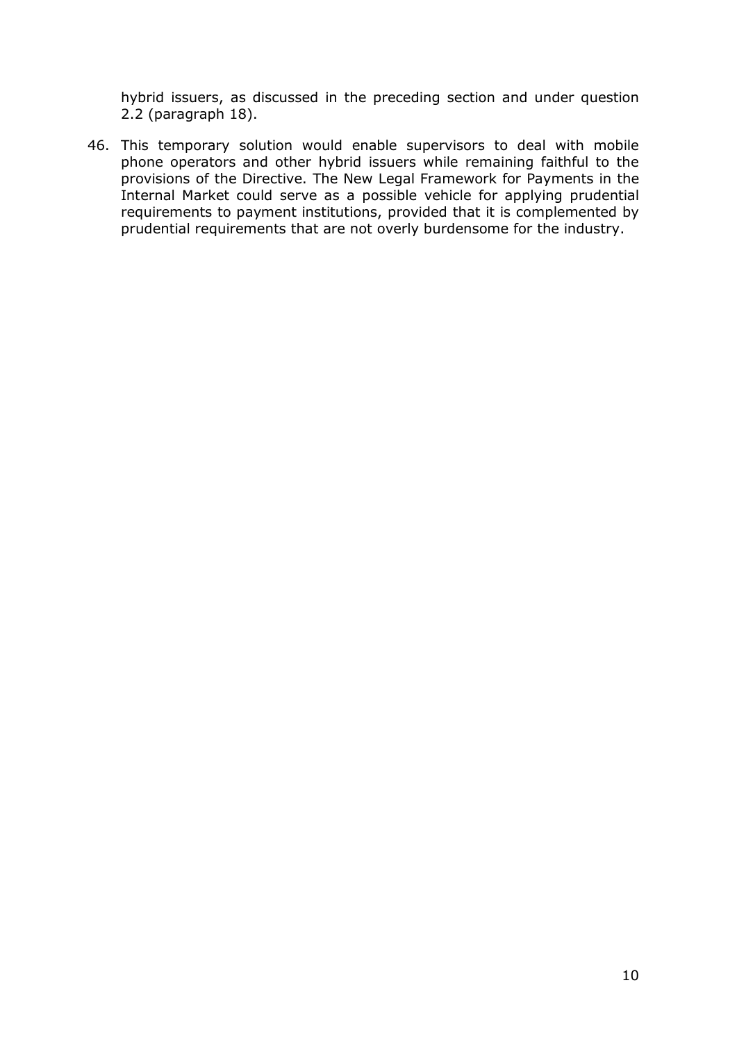hybrid issuers, as discussed in the preceding section and under question 2.2 (paragraph 18).

46. This temporary solution would enable supervisors to deal with mobile phone operators and other hybrid issuers while remaining faithful to the provisions of the Directive. The New Legal Framework for Payments in the Internal Market could serve as a possible vehicle for applying prudential requirements to payment institutions, provided that it is complemented by prudential requirements that are not overly burdensome for the industry.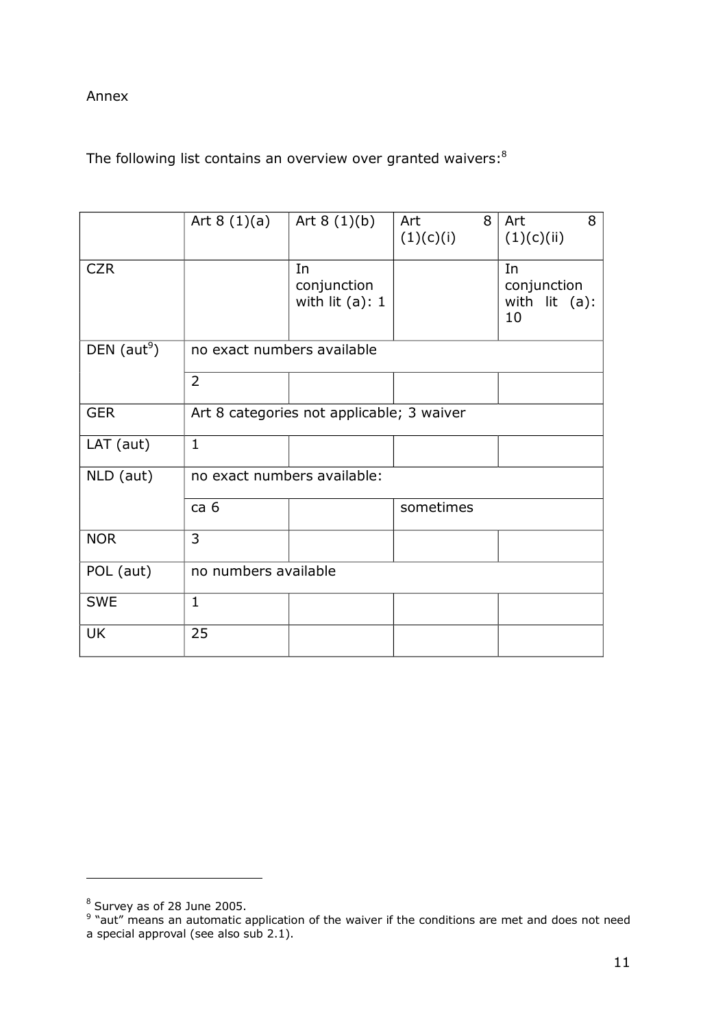Annex

The following list contains an overview over granted waivers:[8]

| | Art 8 (1)(a) | Art 8 (1)(b) | Art 8 (1)(c)(i) | Art 8 (1)(c)(ii) |
|---|---|---|---|---|
| CZR | | In conjunction with lit (a): 1 | | In conjunction with lit (a): 10 |
| DEN (aut[9]) | no exact numbers available | | | |
| | 2 | | | |
| GER | Art 8 categories not applicable; 3 waiver | | | |
| LAT (aut) | 1 | | | |
| NLD (aut) | no exact numbers available: | | | |
| | ca 6 | | sometimes | |
| NOR | 3 | | | |
| POL (aut) | no numbers available | | | |
| SWE | 1 | | | |
| UK | 25 | | | |

[8] Survey as of 28 June 2005.

[9] "aut" means an automatic application of the waiver if the conditions are met and does not need a special approval (see also sub 2.1).